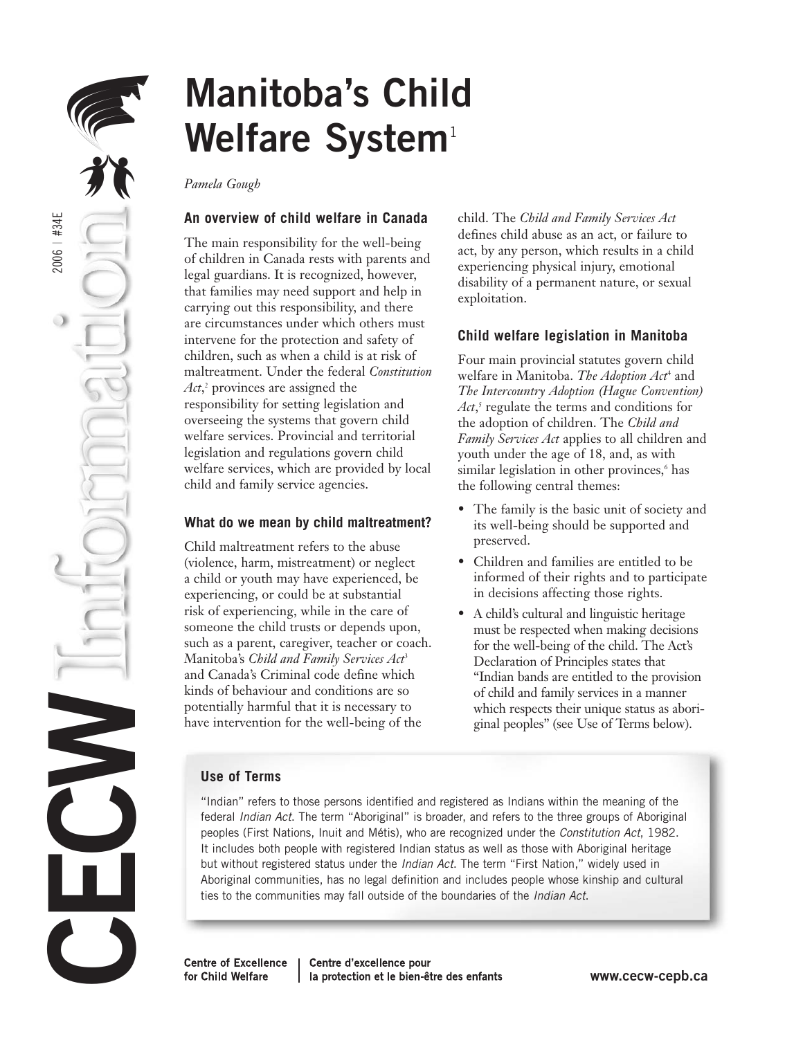# Manitoba's Child Welfare System[1]

*Pamela Gough*

### An overview of child welfare in Canada

The main responsibility for the well-being of children in Canada rests with parents and legal guardians. It is recognized, however, that families may need support and help in carrying out this responsibility, and there are circumstances under which others must intervene for the protection and safety of children, such as when a child is at risk of maltreatment. Under the federal *Constitution Act*,[2] provinces are assigned the responsibility for setting legislation and overseeing the systems that govern child welfare services. Provincial and territorial legislation and regulations govern child welfare services, which are provided by local child and family service agencies.

### What do we mean by child maltreatment?

Child maltreatment refers to the abuse (violence, harm, mistreatment) or neglect a child or youth may have experienced, be experiencing, or could be at substantial risk of experiencing, while in the care of someone the child trusts or depends upon, such as a parent, caregiver, teacher or coach. Manitoba's *Child and Family Services Act*[3] and Canada's Criminal code define which kinds of behaviour and conditions are so potentially harmful that it is necessary to have intervention for the well-being of the child. The *Child and Family Services Act* defines child abuse as an act, or failure to act, by any person, which results in a child experiencing physical injury, emotional disability of a permanent nature, or sexual exploitation.

### Child welfare legislation in Manitoba

Four main provincial statutes govern child welfare in Manitoba. *The Adoption Act*[4] and *The Intercountry Adoption (Hague Convention) Act*,[5] regulate the terms and conditions for the adoption of children. The *Child and Family Services Act* applies to all children and youth under the age of 18, and, as with similar legislation in other provinces,[6] has the following central themes:

- The family is the basic unit of society and its well-being should be supported and preserved.
- Children and families are entitled to be informed of their rights and to participate in decisions affecting those rights.
- A child's cultural and linguistic heritage must be respected when making decisions for the well-being of the child. The Act's Declaration of Principles states that "Indian bands are entitled to the provision of child and family services in a manner which respects their unique status as aboriginal peoples" (see Use of Terms below).

### Use of Terms

"Indian" refers to those persons identified and registered as Indians within the meaning of the federal *Indian Act*. The term "Aboriginal" is broader, and refers to the three groups of Aboriginal peoples (First Nations, Inuit and Métis), who are recognized under the *Constitution Act*, 1982. It includes both people with registered Indian status as well as those with Aboriginal heritage but without registered status under the *Indian Act*. The term "First Nation," widely used in Aboriginal communities, has no legal definition and includes people whose kinship and cultural ties to the communities may fall outside of the boundaries of the *Indian Act*.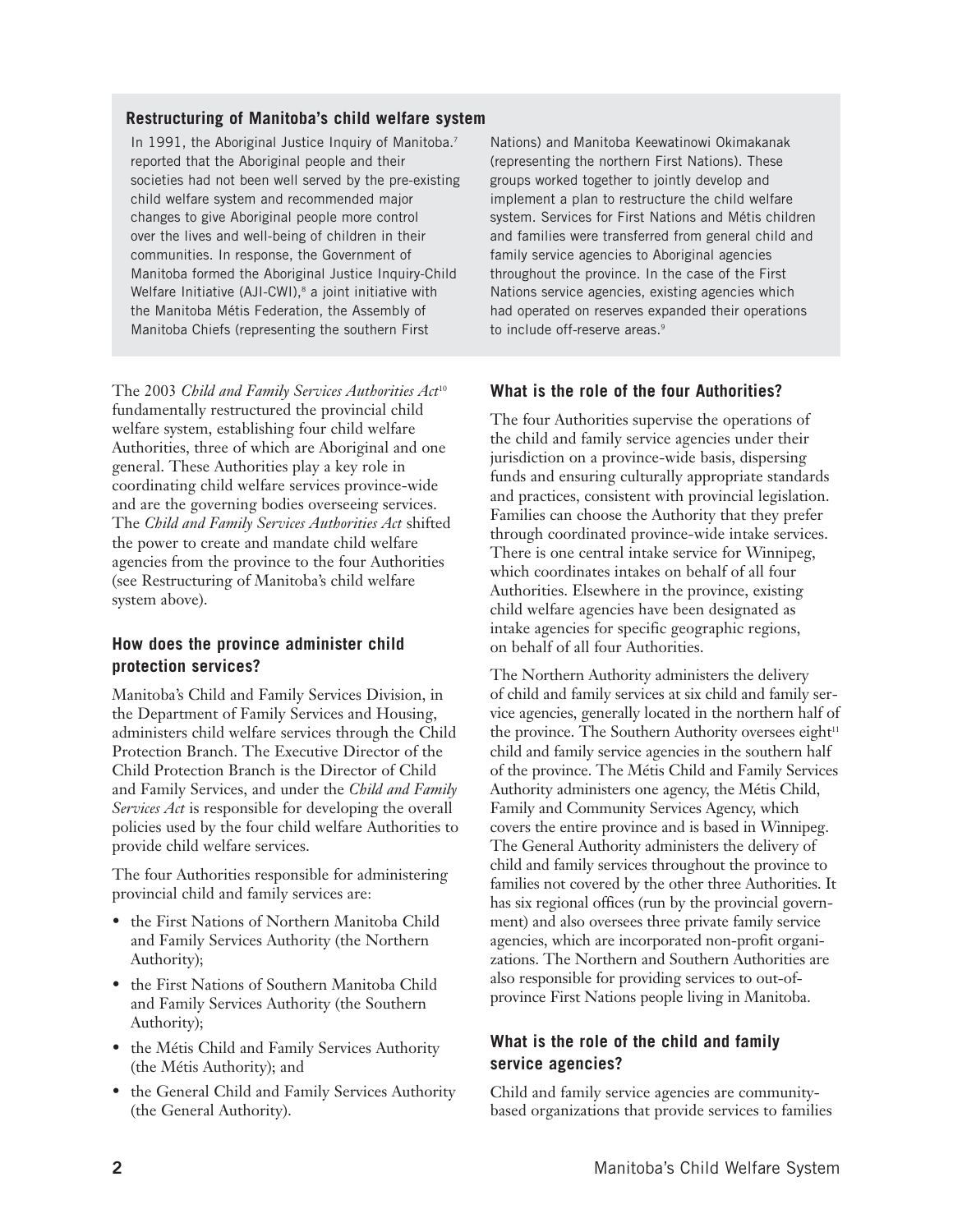## Restructuring of Manitoba's child welfare system

In 1991, the Aboriginal Justice Inquiry of Manitoba.[7] reported that the Aboriginal people and their societies had not been well served by the pre-existing child welfare system and recommended major changes to give Aboriginal people more control over the lives and well-being of children in their communities. In response, the Government of Manitoba formed the Aboriginal Justice Inquiry-Child Welfare Initiative (AJI-CWI),[8] a joint initiative with the Manitoba Métis Federation, the Assembly of Manitoba Chiefs (representing the southern First Nations) and Manitoba Keewatinowi Okimakanak (representing the northern First Nations). These groups worked together to jointly develop and implement a plan to restructure the child welfare system. Services for First Nations and Métis children and families were transferred from general child and family service agencies to Aboriginal agencies throughout the province. In the case of the First Nations service agencies, existing agencies which had operated on reserves expanded their operations to include off-reserve areas.[9]

The 2003 *Child and Family Services Authorities Act*[10] fundamentally restructured the provincial child welfare system, establishing four child welfare Authorities, three of which are Aboriginal and one general. These Authorities play a key role in coordinating child welfare services province-wide and are the governing bodies overseeing services. The *Child and Family Services Authorities Act* shifted the power to create and mandate child welfare agencies from the province to the four Authorities (see Restructuring of Manitoba's child welfare system above).

### How does the province administer child protection services?

Manitoba's Child and Family Services Division, in the Department of Family Services and Housing, administers child welfare services through the Child Protection Branch. The Executive Director of the Child Protection Branch is the Director of Child and Family Services, and under the *Child and Family Services Act* is responsible for developing the overall policies used by the four child welfare Authorities to provide child welfare services.

The four Authorities responsible for administering provincial child and family services are:

- the First Nations of Northern Manitoba Child and Family Services Authority (the Northern Authority);
- the First Nations of Southern Manitoba Child and Family Services Authority (the Southern Authority);
- the Métis Child and Family Services Authority (the Métis Authority); and
- the General Child and Family Services Authority (the General Authority).

### What is the role of the four Authorities?

The four Authorities supervise the operations of the child and family service agencies under their jurisdiction on a province-wide basis, dispersing funds and ensuring culturally appropriate standards and practices, consistent with provincial legislation. Families can choose the Authority that they prefer through coordinated province-wide intake services. There is one central intake service for Winnipeg, which coordinates intakes on behalf of all four Authorities. Elsewhere in the province, existing child welfare agencies have been designated as intake agencies for specific geographic regions, on behalf of all four Authorities.

The Northern Authority administers the delivery of child and family services at six child and family service agencies, generally located in the northern half of the province. The Southern Authority oversees eight[11] child and family service agencies in the southern half of the province. The Métis Child and Family Services Authority administers one agency, the Métis Child, Family and Community Services Agency, which covers the entire province and is based in Winnipeg. The General Authority administers the delivery of child and family services throughout the province to families not covered by the other three Authorities. It has six regional offices (run by the provincial government) and also oversees three private family service agencies, which are incorporated non-profit organizations. The Northern and Southern Authorities are also responsible for providing services to out-of-province First Nations people living in Manitoba.

### What is the role of the child and family service agencies?

Child and family service agencies are community-based organizations that provide services to families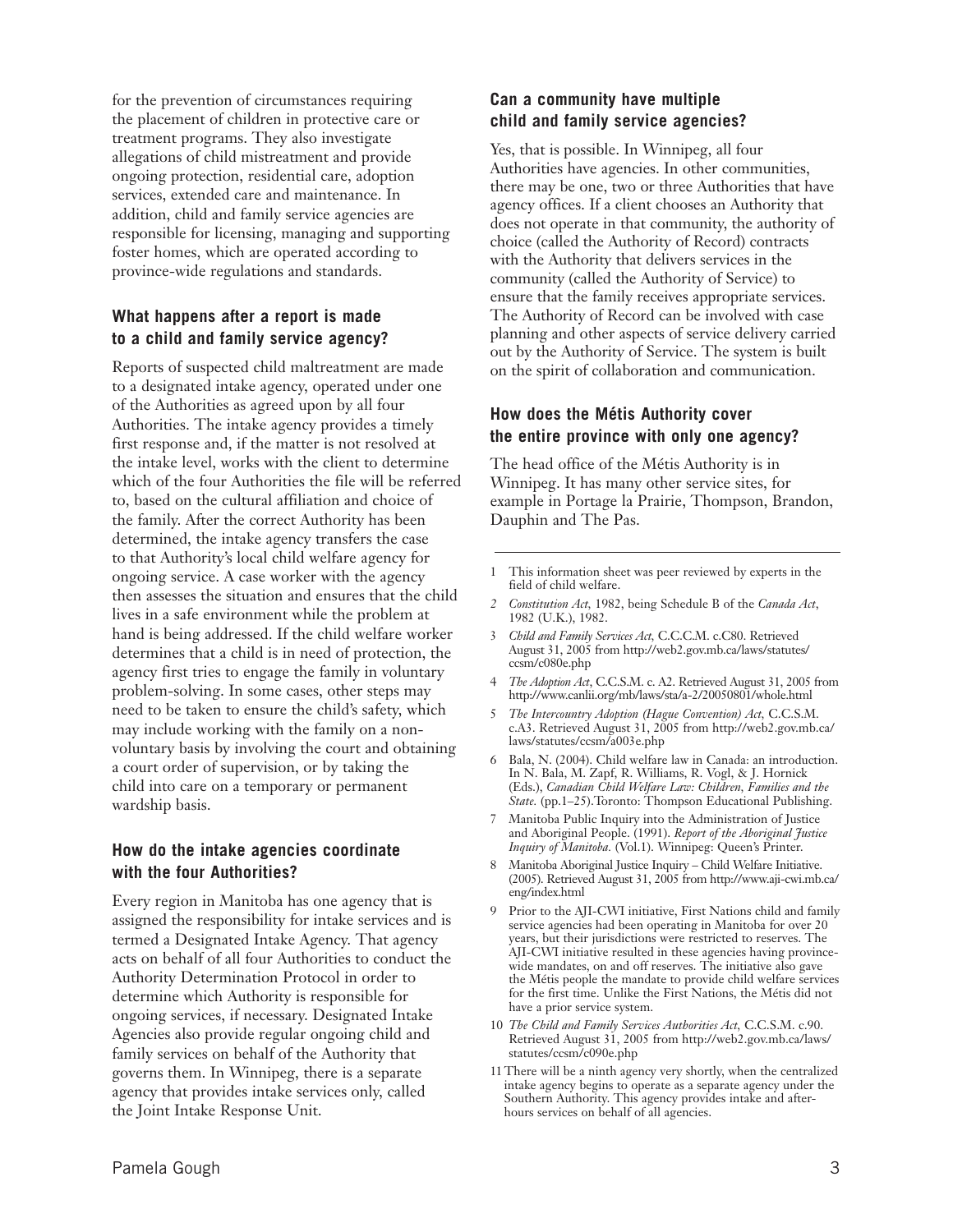for the prevention of circumstances requiring the placement of children in protective care or treatment programs. They also investigate allegations of child mistreatment and provide ongoing protection, residential care, adoption services, extended care and maintenance. In addition, child and family service agencies are responsible for licensing, managing and supporting foster homes, which are operated according to province-wide regulations and standards.

### What happens after a report is made to a child and family service agency?

Reports of suspected child maltreatment are made to a designated intake agency, operated under one of the Authorities as agreed upon by all four Authorities. The intake agency provides a timely first response and, if the matter is not resolved at the intake level, works with the client to determine which of the four Authorities the file will be referred to, based on the cultural affiliation and choice of the family. After the correct Authority has been determined, the intake agency transfers the case to that Authority's local child welfare agency for ongoing service. A case worker with the agency then assesses the situation and ensures that the child lives in a safe environment while the problem at hand is being addressed. If the child welfare worker determines that a child is in need of protection, the agency first tries to engage the family in voluntary problem-solving. In some cases, other steps may need to be taken to ensure the child's safety, which may include working with the family on a non-voluntary basis by involving the court and obtaining a court order of supervision, or by taking the child into care on a temporary or permanent wardship basis.

### How do the intake agencies coordinate with the four Authorities?

Every region in Manitoba has one agency that is assigned the responsibility for intake services and is termed a Designated Intake Agency. That agency acts on behalf of all four Authorities to conduct the Authority Determination Protocol in order to determine which Authority is responsible for ongoing services, if necessary. Designated Intake Agencies also provide regular ongoing child and family services on behalf of the Authority that governs them. In Winnipeg, there is a separate agency that provides intake services only, called the Joint Intake Response Unit.

### Can a community have multiple child and family service agencies?

Yes, that is possible. In Winnipeg, all four Authorities have agencies. In other communities, there may be one, two or three Authorities that have agency offices. If a client chooses an Authority that does not operate in that community, the authority of choice (called the Authority of Record) contracts with the Authority that delivers services in the community (called the Authority of Service) to ensure that the family receives appropriate services. The Authority of Record can be involved with case planning and other aspects of service delivery carried out by the Authority of Service. The system is built on the spirit of collaboration and communication.

### How does the Métis Authority cover the entire province with only one agency?

The head office of the Métis Authority is in Winnipeg. It has many other service sites, for example in Portage la Prairie, Thompson, Brandon, Dauphin and The Pas.

---

1 This information sheet was peer reviewed by experts in the field of child welfare.

2 *Constitution Act*, 1982, being Schedule B of the *Canada Act*, 1982 (U.K.), 1982.

3 *Child and Family Services Act*, C.C.C.M. c.C80. Retrieved August 31, 2005 from http://web2.gov.mb.ca/laws/statutes/ccsm/c080e.php

4 *The Adoption Act*, C.C.S.M. c. A2. Retrieved August 31, 2005 from http://www.canlii.org/mb/laws/sta/a-2/20050801/whole.html

5 *The Intercountry Adoption (Hague Convention) Act*, C.C.S.M. c.A3. Retrieved August 31, 2005 from http://web2.gov.mb.ca/laws/statutes/ccsm/a003e.php

6 Bala, N. (2004). Child welfare law in Canada: an introduction. In N. Bala, M. Zapf, R. Williams, R. Vogl, & J. Hornick (Eds.), *Canadian Child Welfare Law: Children, Families and the State.* (pp.1–25).Toronto: Thompson Educational Publishing.

7 Manitoba Public Inquiry into the Administration of Justice and Aboriginal People. (1991). *Report of the Aboriginal Justice Inquiry of Manitoba.* (Vol.1). Winnipeg: Queen's Printer.

8 Manitoba Aboriginal Justice Inquiry – Child Welfare Initiative. (2005). Retrieved August 31, 2005 from http://www.aji-cwi.mb.ca/eng/index.html

9 Prior to the AJI-CWI initiative, First Nations child and family service agencies had been operating in Manitoba for over 20 years, but their jurisdictions were restricted to reserves. The AJI-CWI initiative resulted in these agencies having province-wide mandates, on and off reserves. The initiative also gave the Métis people the mandate to provide child welfare services for the first time. Unlike the First Nations, the Métis did not have a prior service system.

10 *The Child and Family Services Authorities Act*, C.C.S.M. c.90. Retrieved August 31, 2005 from http://web2.gov.mb.ca/laws/statutes/ccsm/c090e.php

11 There will be a ninth agency very shortly, when the centralized intake agency begins to operate as a separate agency under the Southern Authority. This agency provides intake and after-hours services on behalf of all agencies.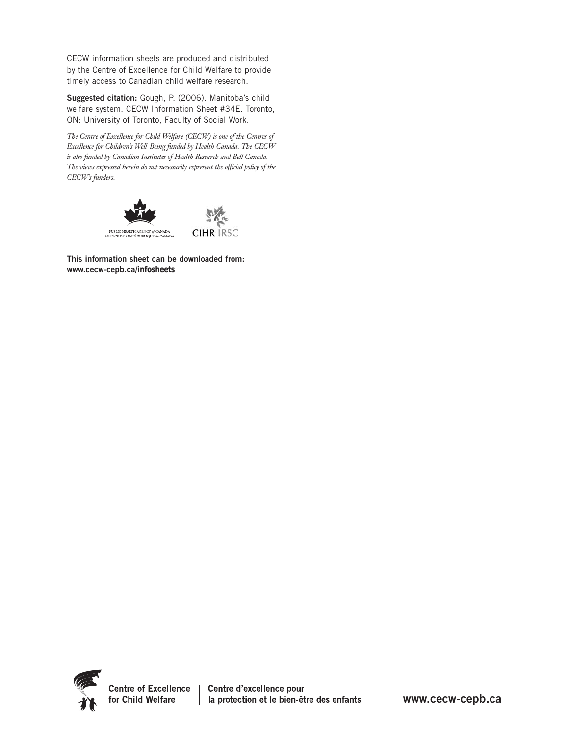CECW information sheets are produced and distributed by the Centre of Excellence for Child Welfare to provide timely access to Canadian child welfare research.

**Suggested citation:** Gough, P. (2006). Manitoba's child welfare system. CECW Information Sheet #34E. Toronto, ON: University of Toronto, Faculty of Social Work.

*The Centre of Excellence for Child Welfare (CECW) is one of the Centres of Excellence for Children's Well-Being funded by Health Canada. The CECW is also funded by Canadian Institutes of Health Research and Bell Canada. The views expressed herein do not necessarily represent the official policy of the CECW's funders.*

PUBLIC HEALTH AGENCY *of* CANADA
AGENCE DE SANTÉ PUBLIQUE *du* CANADA

CIHR IRSC

**This information sheet can be downloaded from:**
**www.cecw-cepb.ca/infosheets**

Centre of Excellence for Child Welfare | Centre d'excellence pour la protection et le bien-être des enfants

**www.cecw-cepb.ca**